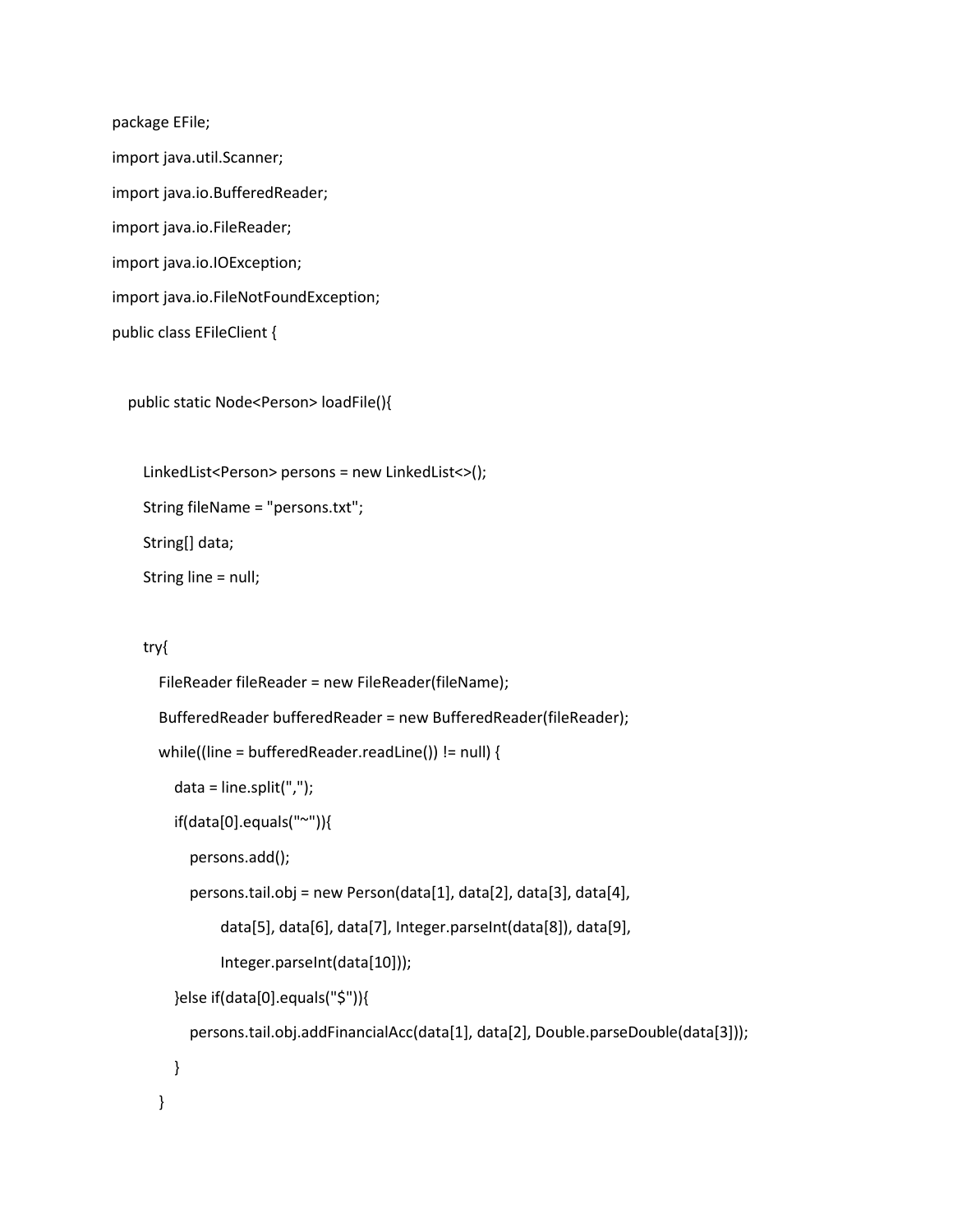```java
package EFile;
import java.util.Scanner;
import java.io.BufferedReader;
import java.io.FileReader;
import java.io.IOException;
import java.io.FileNotFoundException;
public class EFileClient {

  public static Node<Person> loadFile(){

    LinkedList<Person> persons = new LinkedList<>();
    String fileName = "persons.txt";
    String[] data;
    String line = null;

    try{
      FileReader fileReader = new FileReader(fileName);
      BufferedReader bufferedReader = new BufferedReader(fileReader);
      while((line = bufferedReader.readLine()) != null) {
        data = line.split(",");
        if(data[0].equals("~")){
          persons.add();
          persons.tail.obj = new Person(data[1], data[2], data[3], data[4],
                data[5], data[6], data[7], Integer.parseInt(data[8]), data[9],
                Integer.parseInt(data[10]));
        }else if(data[0].equals("$")){
          persons.tail.obj.addFinancialAcc(data[1], data[2], Double.parseDouble(data[3]));
        }
      }
    }
```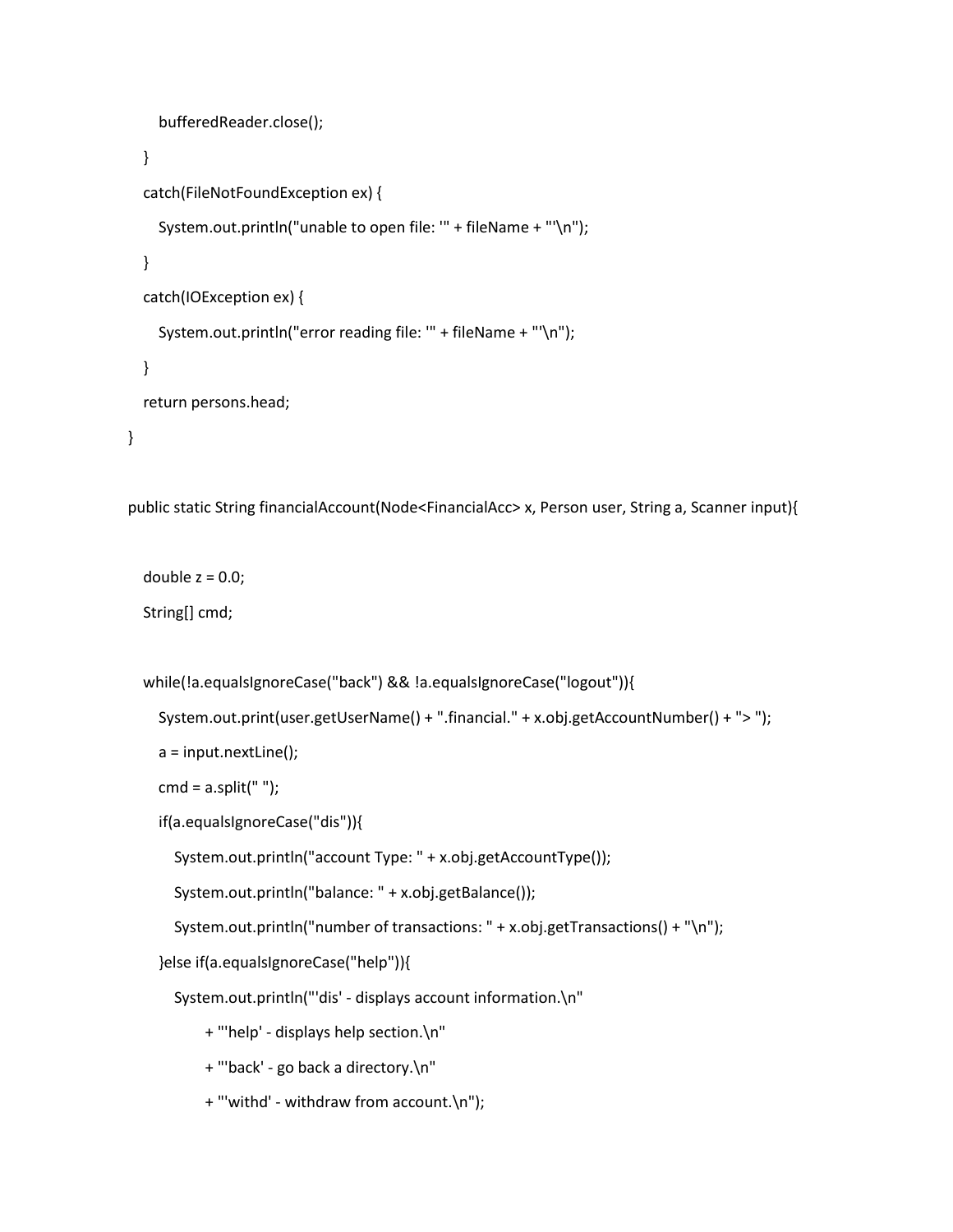```java
        bufferedReader.close();
    }
    catch(FileNotFoundException ex) {
        System.out.println("unable to open file: '" + fileName + "'\n");
    }
    catch(IOException ex) {
        System.out.println("error reading file: '" + fileName + "'\n");
    }
    return persons.head;
}

public static String financialAccount(Node<FinancialAcc> x, Person user, String a, Scanner input){

    double z = 0.0;
    String[] cmd;

    while(!a.equalsIgnoreCase("back") && !a.equalsIgnoreCase("logout")){
        System.out.print(user.getUserName() + ".financial." + x.obj.getAccountNumber() + "> ");
        a = input.nextLine();
        cmd = a.split(" ");
        if(a.equalsIgnoreCase("dis")){
            System.out.println("account Type: " + x.obj.getAccountType());
            System.out.println("balance: " + x.obj.getBalance());
            System.out.println("number of transactions: " + x.obj.getTransactions() + "\n");
        }else if(a.equalsIgnoreCase("help")){
            System.out.println("'dis' - displays account information.\n"
                    + "'help' - displays help section.\n"
                    + "'back' - go back a directory.\n"
                    + "'withd' - withdraw from account.\n");
```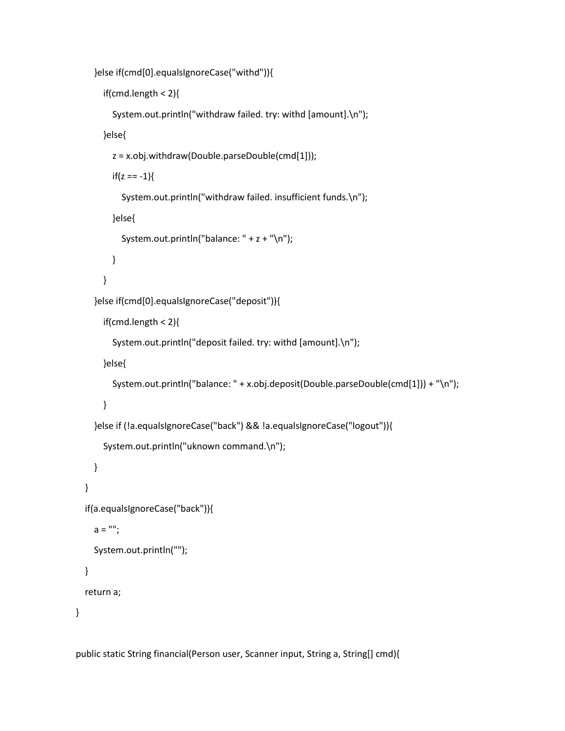```java
    }else if(cmd[0].equalsIgnoreCase("withd")){
      if(cmd.length < 2){
        System.out.println("withdraw failed. try: withd [amount].\n");
      }else{
        z = x.obj.withdraw(Double.parseDouble(cmd[1]));
        if(z == -1){
          System.out.println("withdraw failed. insufficient funds.\n");
        }else{
          System.out.println("balance: " + z + "\n");
        }
      }
    }else if(cmd[0].equalsIgnoreCase("deposit")){
      if(cmd.length < 2){
        System.out.println("deposit failed. try: withd [amount].\n");
      }else{
        System.out.println("balance: " + x.obj.deposit(Double.parseDouble(cmd[1])) + "\n");
      }
    }else if (!a.equalsIgnoreCase("back") && !a.equalsIgnoreCase("logout")){
      System.out.println("uknown command.\n");
    }
  }
  if(a.equalsIgnoreCase("back")){
    a = "";
    System.out.println("");
  }
  return a;
}

public static String financial(Person user, Scanner input, String a, String[] cmd){
```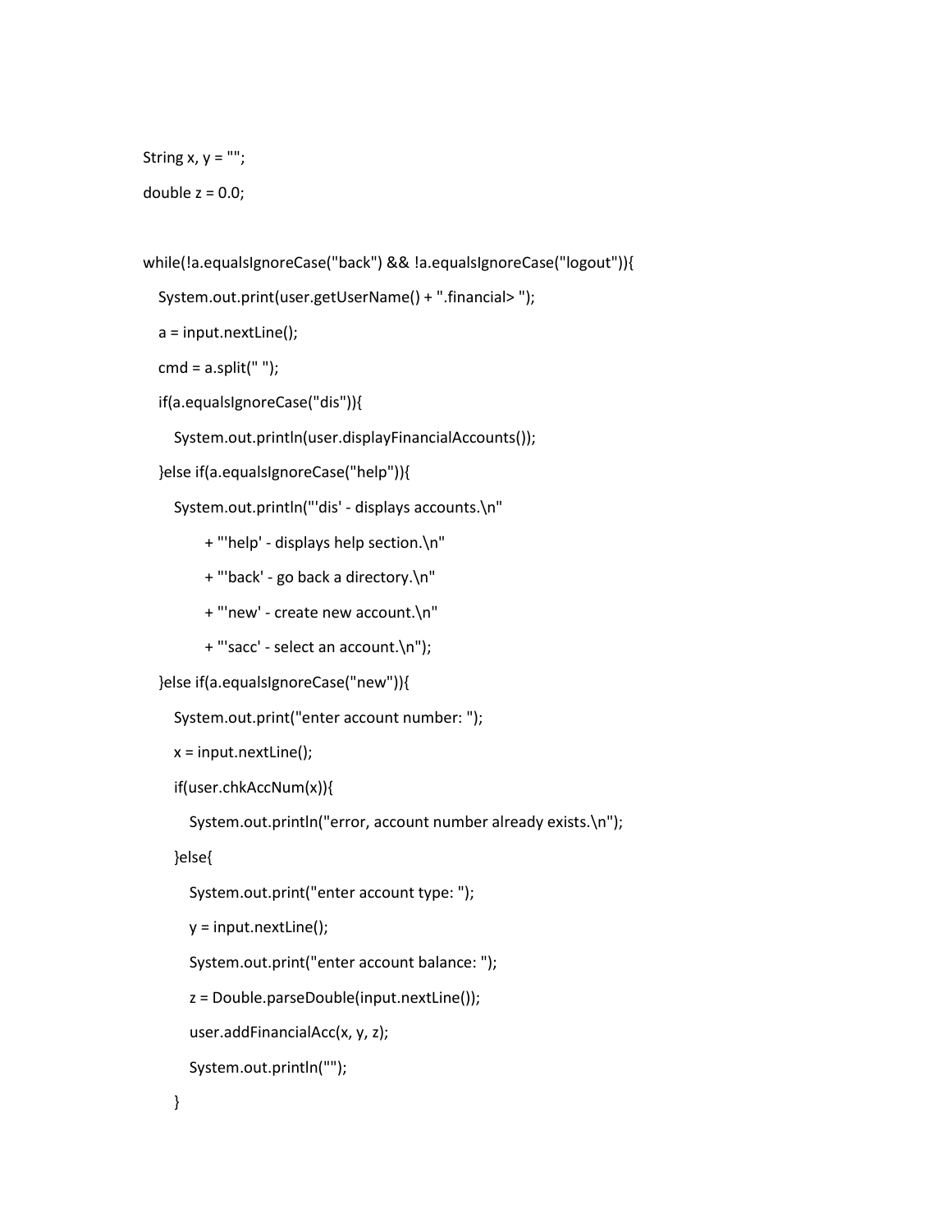```
String x, y = "";
double z = 0.0;

while(!a.equalsIgnoreCase("back") && !a.equalsIgnoreCase("logout")){
   System.out.print(user.getUserName() + ".financial> ");
   a = input.nextLine();
   cmd = a.split(" ");
   if(a.equalsIgnoreCase("dis")){
      System.out.println(user.displayFinancialAccounts());
   }else if(a.equalsIgnoreCase("help")){
      System.out.println("'dis' - displays accounts.\n"
            + "'help' - displays help section.\n"
            + "'back' - go back a directory.\n"
            + "'new' - create new account.\n"
            + "'sacc' - select an account.\n");
   }else if(a.equalsIgnoreCase("new")){
      System.out.print("enter account number: ");
      x = input.nextLine();
      if(user.chkAccNum(x)){
         System.out.println("error, account number already exists.\n");
      }else{
         System.out.print("enter account type: ");
         y = input.nextLine();
         System.out.print("enter account balance: ");
         z = Double.parseDouble(input.nextLine());
         user.addFinancialAcc(x, y, z);
         System.out.println("");
      }
```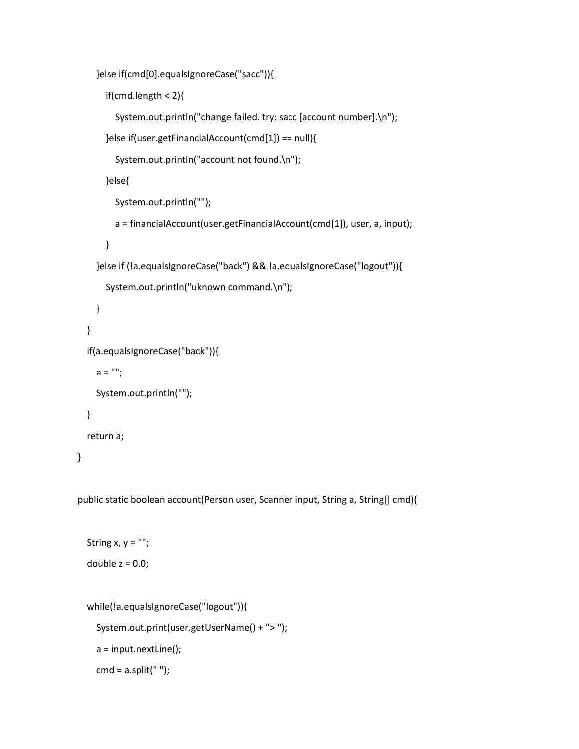```java
        }else if(cmd[0].equalsIgnoreCase("sacc")){
            if(cmd.length < 2){
                System.out.println("change failed. try: sacc [account number].\n");
            }else if(user.getFinancialAccount(cmd[1]) == null){
                System.out.println("account not found.\n");
            }else{
                System.out.println("");
                a = financialAccount(user.getFinancialAccount(cmd[1]), user, a, input);
            }
        }else if (!a.equalsIgnoreCase("back") && !a.equalsIgnoreCase("logout")){
            System.out.println("uknown command.\n");
        }
    }
    if(a.equalsIgnoreCase("back")){
        a = "";
        System.out.println("");
    }
    return a;
}

public static boolean account(Person user, Scanner input, String a, String[] cmd){

    String x, y = "";
    double z = 0.0;

    while(!a.equalsIgnoreCase("logout")){
        System.out.print(user.getUserName() + "> ");
        a = input.nextLine();
        cmd = a.split(" ");
```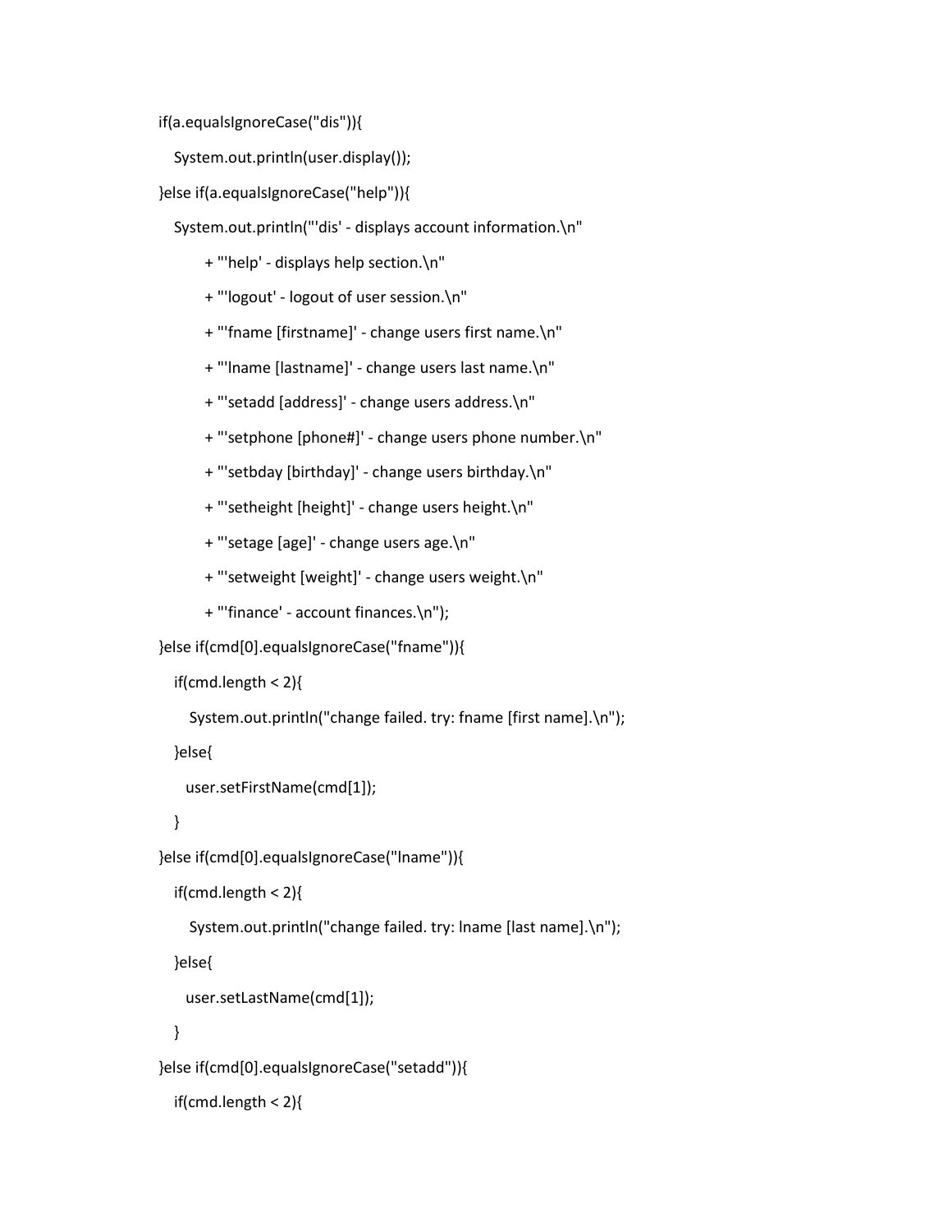```java
if(a.equalsIgnoreCase("dis")){
   System.out.println(user.display());
}else if(a.equalsIgnoreCase("help")){
   System.out.println("'dis' - displays account information.\n"
        + "'help' - displays help section.\n"
        + "'logout' - logout of user session.\n"
        + "'fname [firstname]' - change users first name.\n"
        + "'lname [lastname]' - change users last name.\n"
        + "'setadd [address]' - change users address.\n"
        + "'setphone [phone#]' - change users phone number.\n"
        + "'setbday [birthday]' - change users birthday.\n"
        + "'setheight [height]' - change users height.\n"
        + "'setage [age]' - change users age.\n"
        + "'setweight [weight]' - change users weight.\n"
        + "'finance' - account finances.\n");
}else if(cmd[0].equalsIgnoreCase("fname")){
   if(cmd.length < 2){
      System.out.println("change failed. try: fname [first name].\n");
   }else{
     user.setFirstName(cmd[1]);
   }
}else if(cmd[0].equalsIgnoreCase("lname")){
   if(cmd.length < 2){
      System.out.println("change failed. try: lname [last name].\n");
   }else{
     user.setLastName(cmd[1]);
   }
}else if(cmd[0].equalsIgnoreCase("setadd")){
   if(cmd.length < 2){
```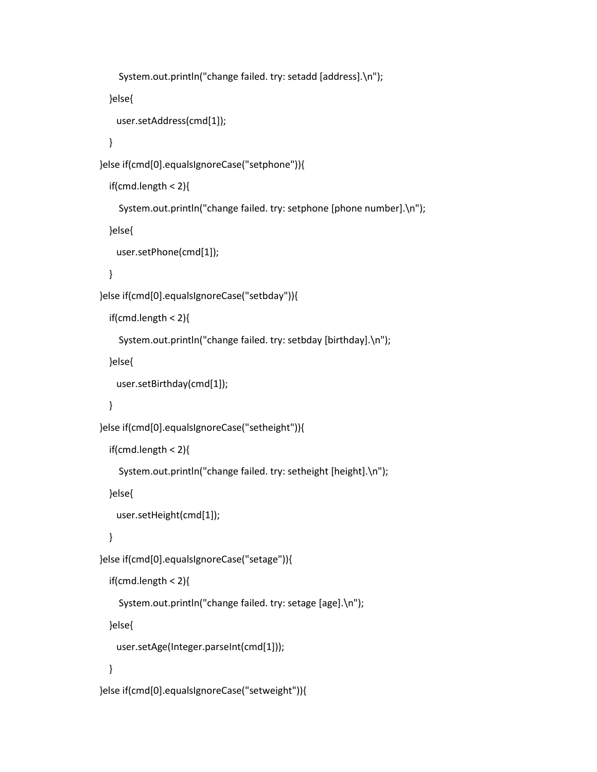```
        System.out.println("change failed. try: setadd [address].\n");
    }else{
        user.setAddress(cmd[1]);
    }
}else if(cmd[0].equalsIgnoreCase("setphone")){
    if(cmd.length < 2){
        System.out.println("change failed. try: setphone [phone number].\n");
    }else{
        user.setPhone(cmd[1]);
    }
}else if(cmd[0].equalsIgnoreCase("setbday")){
    if(cmd.length < 2){
        System.out.println("change failed. try: setbday [birthday].\n");
    }else{
        user.setBirthday(cmd[1]);
    }
}else if(cmd[0].equalsIgnoreCase("setheight")){
    if(cmd.length < 2){
        System.out.println("change failed. try: setheight [height].\n");
    }else{
        user.setHeight(cmd[1]);
    }
}else if(cmd[0].equalsIgnoreCase("setage")){
    if(cmd.length < 2){
        System.out.println("change failed. try: setage [age].\n");
    }else{
        user.setAge(Integer.parseInt(cmd[1]));
    }
}else if(cmd[0].equalsIgnoreCase("setweight")){
```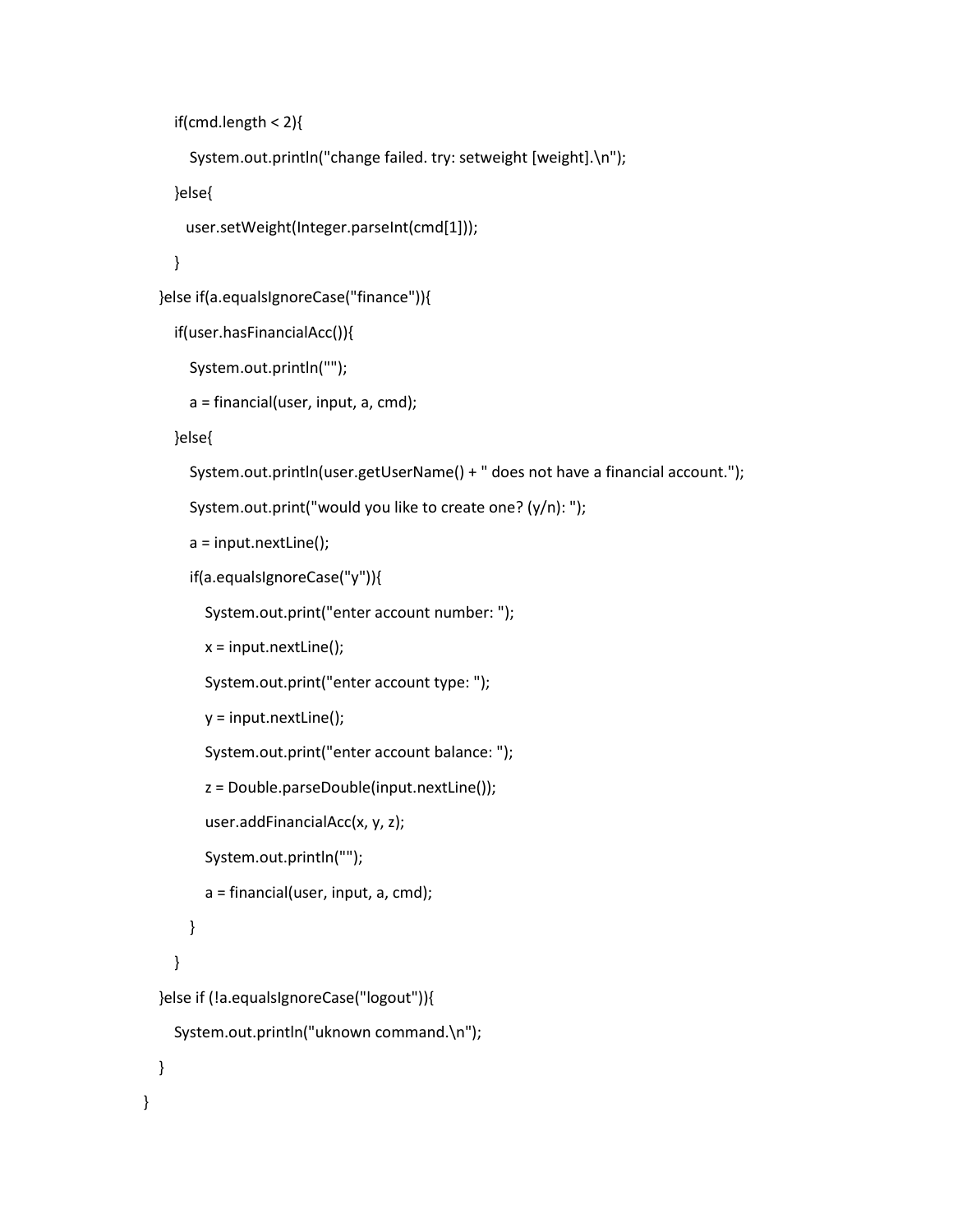```
        if(cmd.length < 2){
          System.out.println("change failed. try: setweight [weight].\n");
        }else{
         user.setWeight(Integer.parseInt(cmd[1]));
        }
      }else if(a.equalsIgnoreCase("finance")){
        if(user.hasFinancialAcc()){
          System.out.println("");
          a = financial(user, input, a, cmd);
        }else{
          System.out.println(user.getUserName() + " does not have a financial account.");
          System.out.print("would you like to create one? (y/n): ");
          a = input.nextLine();
          if(a.equalsIgnoreCase("y")){
            System.out.print("enter account number: ");
            x = input.nextLine();
            System.out.print("enter account type: ");
            y = input.nextLine();
            System.out.print("enter account balance: ");
            z = Double.parseDouble(input.nextLine());
            user.addFinancialAcc(x, y, z);
            System.out.println("");
            a = financial(user, input, a, cmd);
          }
        }
      }else if (!a.equalsIgnoreCase("logout")){
        System.out.println("uknown command.\n");
      }
    }
```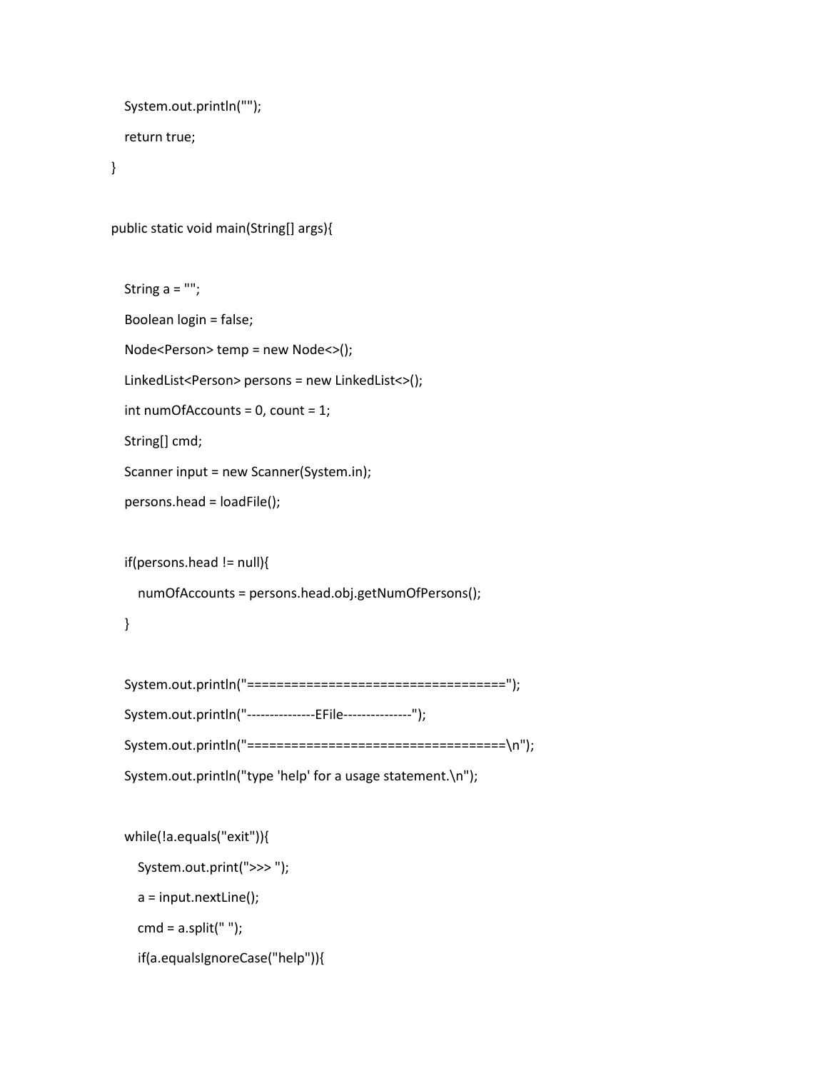```java
    System.out.println("");
    return true;
}

public static void main(String[] args){

    String a = "";
    Boolean login = false;
    Node<Person> temp = new Node<>();
    LinkedList<Person> persons = new LinkedList<>();
    int numOfAccounts = 0, count = 1;
    String[] cmd;
    Scanner input = new Scanner(System.in);
    persons.head = loadFile();

    if(persons.head != null){
        numOfAccounts = persons.head.obj.getNumOfPersons();
    }

    System.out.println("==================================");
    System.out.println("---------------EFile---------------");
    System.out.println("==================================\n");
    System.out.println("type 'help' for a usage statement.\n");

    while(!a.equals("exit")){
        System.out.print(">>> ");
        a = input.nextLine();
        cmd = a.split(" ");
        if(a.equalsIgnoreCase("help")){
```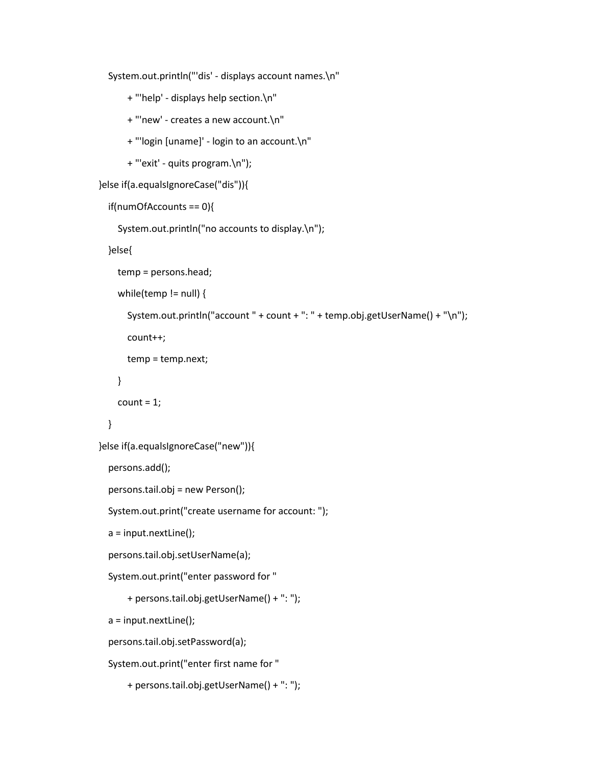```
    System.out.println("'dis' - displays account names.\n"
            + "'help' - displays help section.\n"
            + "'new' - creates a new account.\n"
            + "'login [uname]' - login to an account.\n"
            + "'exit' - quits program.\n");
}else if(a.equalsIgnoreCase("dis")){
    if(numOfAccounts == 0){
        System.out.println("no accounts to display.\n");
    }else{
        temp = persons.head;
        while(temp != null) {
            System.out.println("account " + count + ": " + temp.obj.getUserName() + "\n");
            count++;
            temp = temp.next;
        }
        count = 1;
    }
}else if(a.equalsIgnoreCase("new")){
    persons.add();
    persons.tail.obj = new Person();
    System.out.print("create username for account: ");
    a = input.nextLine();
    persons.tail.obj.setUserName(a);
    System.out.print("enter password for "
            + persons.tail.obj.getUserName() + ": ");
    a = input.nextLine();
    persons.tail.obj.setPassword(a);
    System.out.print("enter first name for "
            + persons.tail.obj.getUserName() + ": ");
```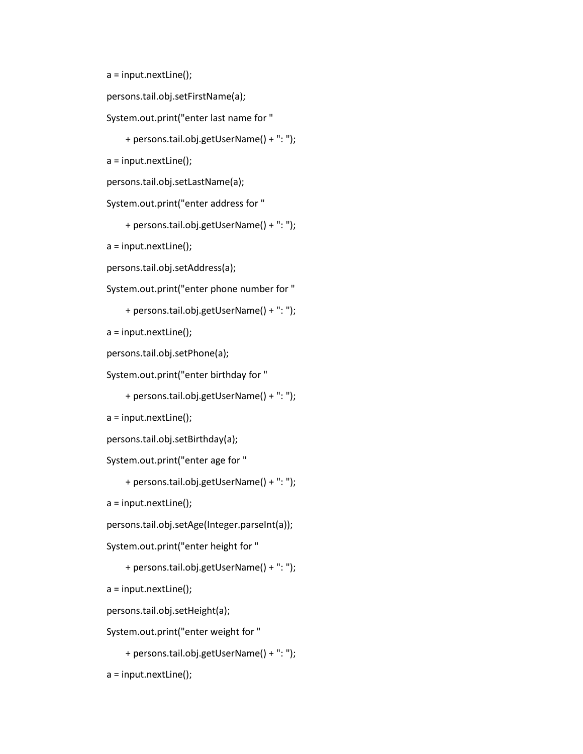```
a = input.nextLine();
persons.tail.obj.setFirstName(a);
System.out.print("enter last name for "
      + persons.tail.obj.getUserName() + ": ");
a = input.nextLine();
persons.tail.obj.setLastName(a);
System.out.print("enter address for "
      + persons.tail.obj.getUserName() + ": ");
a = input.nextLine();
persons.tail.obj.setAddress(a);
System.out.print("enter phone number for "
      + persons.tail.obj.getUserName() + ": ");
a = input.nextLine();
persons.tail.obj.setPhone(a);
System.out.print("enter birthday for "
      + persons.tail.obj.getUserName() + ": ");
a = input.nextLine();
persons.tail.obj.setBirthday(a);
System.out.print("enter age for "
      + persons.tail.obj.getUserName() + ": ");
a = input.nextLine();
persons.tail.obj.setAge(Integer.parseInt(a));
System.out.print("enter height for "
      + persons.tail.obj.getUserName() + ": ");
a = input.nextLine();
persons.tail.obj.setHeight(a);
System.out.print("enter weight for "
      + persons.tail.obj.getUserName() + ": ");
a = input.nextLine();
```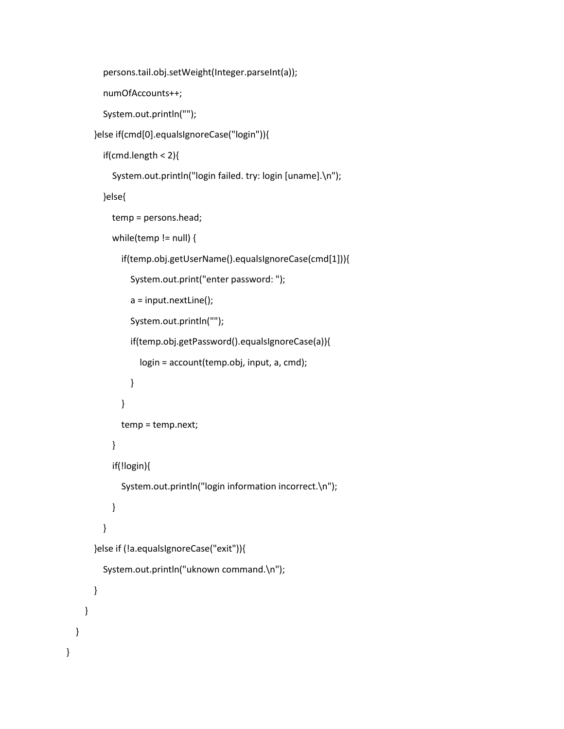```
            persons.tail.obj.setWeight(Integer.parseInt(a));
            numOfAccounts++;
            System.out.println("");
        }else if(cmd[0].equalsIgnoreCase("login")){
            if(cmd.length < 2){
                System.out.println("login failed. try: login [uname].\n");
            }else{
                temp = persons.head;
                while(temp != null) {
                    if(temp.obj.getUserName().equalsIgnoreCase(cmd[1])){
                        System.out.print("enter password: ");
                        a = input.nextLine();
                        System.out.println("");
                        if(temp.obj.getPassword().equalsIgnoreCase(a)){
                            login = account(temp.obj, input, a, cmd);
                        }
                    }
                    temp = temp.next;
                }
                if(!login){
                    System.out.println("login information incorrect.\n");
                }
            }
        }else if (!a.equalsIgnoreCase("exit")){
            System.out.println("uknown command.\n");
        }
      }
    }
}
```